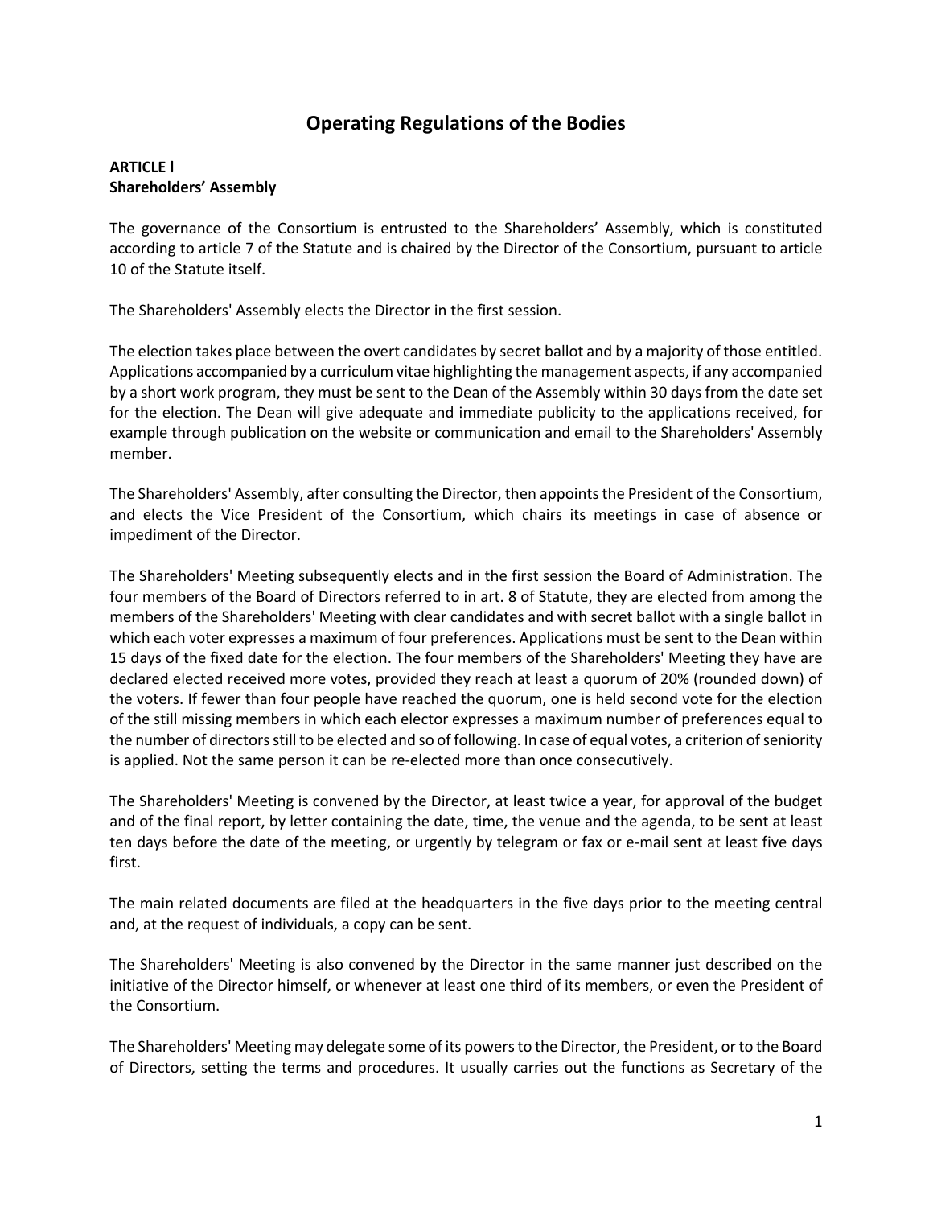# Operating Regulations of the Bodies

**ARTICLE I**
**Shareholders' Assembly**

The governance of the Consortium is entrusted to the Shareholders' Assembly, which is constituted according to article 7 of the Statute and is chaired by the Director of the Consortium, pursuant to article 10 of the Statute itself.

The Shareholders' Assembly elects the Director in the first session.

The election takes place between the overt candidates by secret ballot and by a majority of those entitled. Applications accompanied by a curriculum vitae highlighting the management aspects, if any accompanied by a short work program, they must be sent to the Dean of the Assembly within 30 days from the date set for the election. The Dean will give adequate and immediate publicity to the applications received, for example through publication on the website or communication and email to the Shareholders' Assembly member.

The Shareholders' Assembly, after consulting the Director, then appoints the President of the Consortium, and elects the Vice President of the Consortium, which chairs its meetings in case of absence or impediment of the Director.

The Shareholders' Meeting subsequently elects and in the first session the Board of Administration. The four members of the Board of Directors referred to in art. 8 of Statute, they are elected from among the members of the Shareholders' Meeting with clear candidates and with secret ballot with a single ballot in which each voter expresses a maximum of four preferences. Applications must be sent to the Dean within 15 days of the fixed date for the election. The four members of the Shareholders' Meeting they have are declared elected received more votes, provided they reach at least a quorum of 20% (rounded down) of the voters. If fewer than four people have reached the quorum, one is held second vote for the election of the still missing members in which each elector expresses a maximum number of preferences equal to the number of directors still to be elected and so of following. In case of equal votes, a criterion of seniority is applied. Not the same person it can be re-elected more than once consecutively.

The Shareholders' Meeting is convened by the Director, at least twice a year, for approval of the budget and of the final report, by letter containing the date, time, the venue and the agenda, to be sent at least ten days before the date of the meeting, or urgently by telegram or fax or e-mail sent at least five days first.

The main related documents are filed at the headquarters in the five days prior to the meeting central and, at the request of individuals, a copy can be sent.

The Shareholders' Meeting is also convened by the Director in the same manner just described on the initiative of the Director himself, or whenever at least one third of its members, or even the President of the Consortium.

The Shareholders' Meeting may delegate some of its powers to the Director, the President, or to the Board of Directors, setting the terms and procedures. It usually carries out the functions as Secretary of the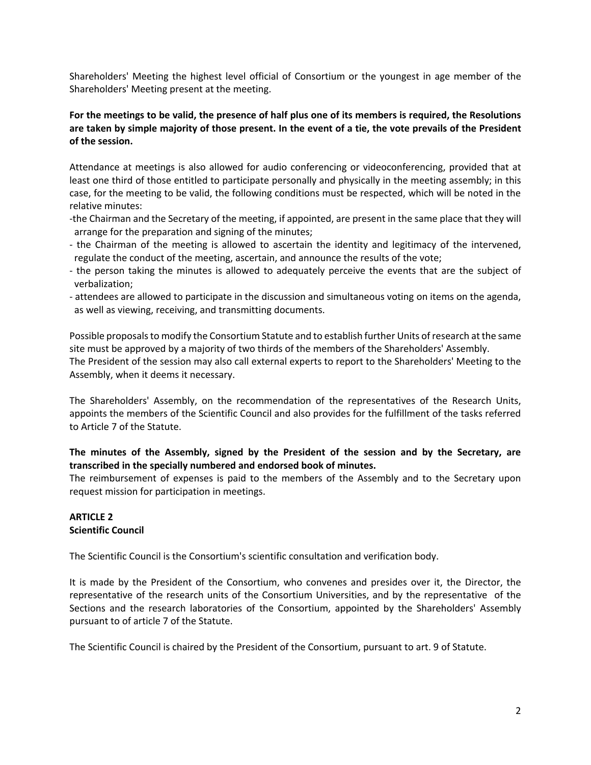Shareholders' Meeting the highest level official of Consortium or the youngest in age member of the Shareholders' Meeting present at the meeting.

**For the meetings to be valid, the presence of half plus one of its members is required, the Resolutions are taken by simple majority of those present. In the event of a tie, the vote prevails of the President of the session.**

Attendance at meetings is also allowed for audio conferencing or videoconferencing, provided that at least one third of those entitled to participate personally and physically in the meeting assembly; in this case, for the meeting to be valid, the following conditions must be respected, which will be noted in the relative minutes:

- the Chairman and the Secretary of the meeting, if appointed, are present in the same place that they will arrange for the preparation and signing of the minutes;
- the Chairman of the meeting is allowed to ascertain the identity and legitimacy of the intervened, regulate the conduct of the meeting, ascertain, and announce the results of the vote;
- the person taking the minutes is allowed to adequately perceive the events that are the subject of verbalization;
- attendees are allowed to participate in the discussion and simultaneous voting on items on the agenda, as well as viewing, receiving, and transmitting documents.

Possible proposals to modify the Consortium Statute and to establish further Units of research at the same site must be approved by a majority of two thirds of the members of the Shareholders' Assembly.
The President of the session may also call external experts to report to the Shareholders' Meeting to the Assembly, when it deems it necessary.

The Shareholders' Assembly, on the recommendation of the representatives of the Research Units, appoints the members of the Scientific Council and also provides for the fulfillment of the tasks referred to Article 7 of the Statute.

**The minutes of the Assembly, signed by the President of the session and by the Secretary, are transcribed in the specially numbered and endorsed book of minutes.**
The reimbursement of expenses is paid to the members of the Assembly and to the Secretary upon request mission for participation in meetings.

**ARTICLE 2**
**Scientific Council**

The Scientific Council is the Consortium's scientific consultation and verification body.

It is made by the President of the Consortium, who convenes and presides over it, the Director, the representative of the research units of the Consortium Universities, and by the representative of the Sections and the research laboratories of the Consortium, appointed by the Shareholders' Assembly pursuant to of article 7 of the Statute.

The Scientific Council is chaired by the President of the Consortium, pursuant to art. 9 of Statute.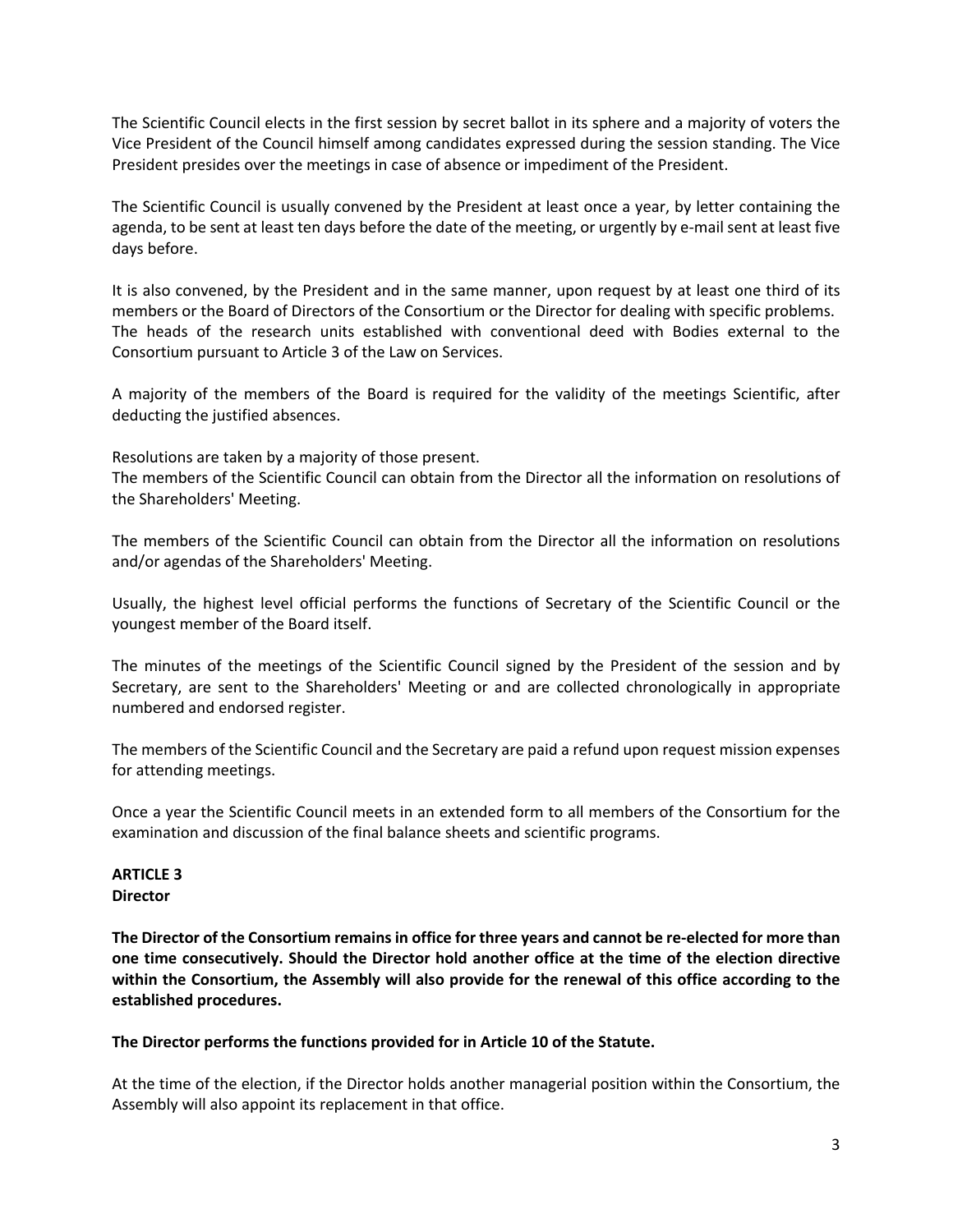The Scientific Council elects in the first session by secret ballot in its sphere and a majority of voters the Vice President of the Council himself among candidates expressed during the session standing. The Vice President presides over the meetings in case of absence or impediment of the President.

The Scientific Council is usually convened by the President at least once a year, by letter containing the agenda, to be sent at least ten days before the date of the meeting, or urgently by e-mail sent at least five days before.

It is also convened, by the President and in the same manner, upon request by at least one third of its members or the Board of Directors of the Consortium or the Director for dealing with specific problems. The heads of the research units established with conventional deed with Bodies external to the Consortium pursuant to Article 3 of the Law on Services.

A majority of the members of the Board is required for the validity of the meetings Scientific, after deducting the justified absences.

Resolutions are taken by a majority of those present.
The members of the Scientific Council can obtain from the Director all the information on resolutions of the Shareholders' Meeting.

The members of the Scientific Council can obtain from the Director all the information on resolutions and/or agendas of the Shareholders' Meeting.

Usually, the highest level official performs the functions of Secretary of the Scientific Council or the youngest member of the Board itself.

The minutes of the meetings of the Scientific Council signed by the President of the session and by Secretary, are sent to the Shareholders' Meeting or and are collected chronologically in appropriate numbered and endorsed register.

The members of the Scientific Council and the Secretary are paid a refund upon request mission expenses for attending meetings.

Once a year the Scientific Council meets in an extended form to all members of the Consortium for the examination and discussion of the final balance sheets and scientific programs.

**ARTICLE 3**
**Director**

**The Director of the Consortium remains in office for three years and cannot be re-elected for more than one time consecutively. Should the Director hold another office at the time of the election directive within the Consortium, the Assembly will also provide for the renewal of this office according to the established procedures.**

**The Director performs the functions provided for in Article 10 of the Statute.**

At the time of the election, if the Director holds another managerial position within the Consortium, the Assembly will also appoint its replacement in that office.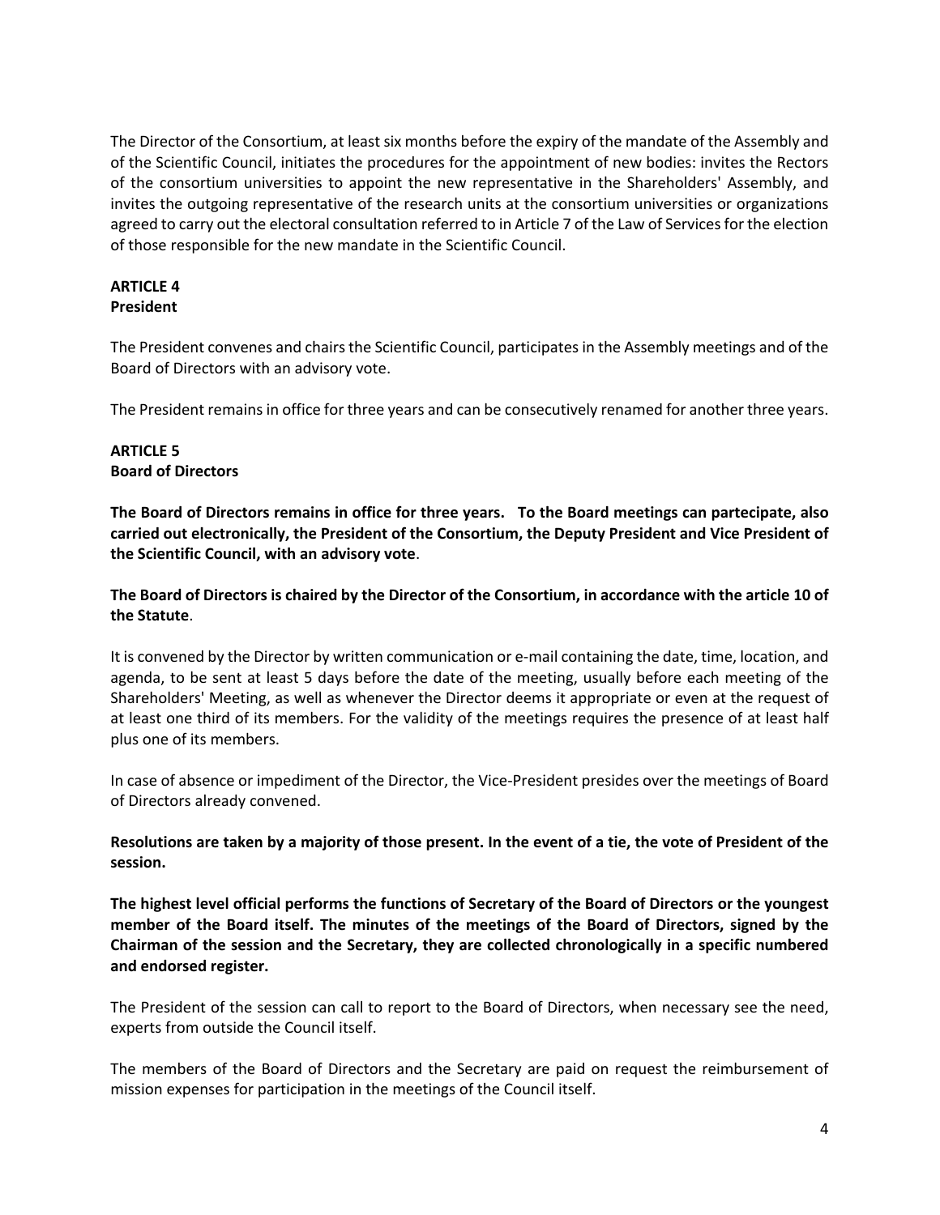The Director of the Consortium, at least six months before the expiry of the mandate of the Assembly and of the Scientific Council, initiates the procedures for the appointment of new bodies: invites the Rectors of the consortium universities to appoint the new representative in the Shareholders' Assembly, and invites the outgoing representative of the research units at the consortium universities or organizations agreed to carry out the electoral consultation referred to in Article 7 of the Law of Services for the election of those responsible for the new mandate in the Scientific Council.

**ARTICLE 4**
**President**

The President convenes and chairs the Scientific Council, participates in the Assembly meetings and of the Board of Directors with an advisory vote.

The President remains in office for three years and can be consecutively renamed for another three years.

**ARTICLE 5**
**Board of Directors**

**The Board of Directors remains in office for three years. To the Board meetings can partecipate, also carried out electronically, the President of the Consortium, the Deputy President and Vice President of the Scientific Council, with an advisory vote**.

**The Board of Directors is chaired by the Director of the Consortium, in accordance with the article 10 of the Statute**.

It is convened by the Director by written communication or e-mail containing the date, time, location, and agenda, to be sent at least 5 days before the date of the meeting, usually before each meeting of the Shareholders' Meeting, as well as whenever the Director deems it appropriate or even at the request of at least one third of its members. For the validity of the meetings requires the presence of at least half plus one of its members.

In case of absence or impediment of the Director, the Vice-President presides over the meetings of Board of Directors already convened.

**Resolutions are taken by a majority of those present. In the event of a tie, the vote of President of the session.**

**The highest level official performs the functions of Secretary of the Board of Directors or the youngest member of the Board itself. The minutes of the meetings of the Board of Directors, signed by the Chairman of the session and the Secretary, they are collected chronologically in a specific numbered and endorsed register.**

The President of the session can call to report to the Board of Directors, when necessary see the need, experts from outside the Council itself.

The members of the Board of Directors and the Secretary are paid on request the reimbursement of mission expenses for participation in the meetings of the Council itself.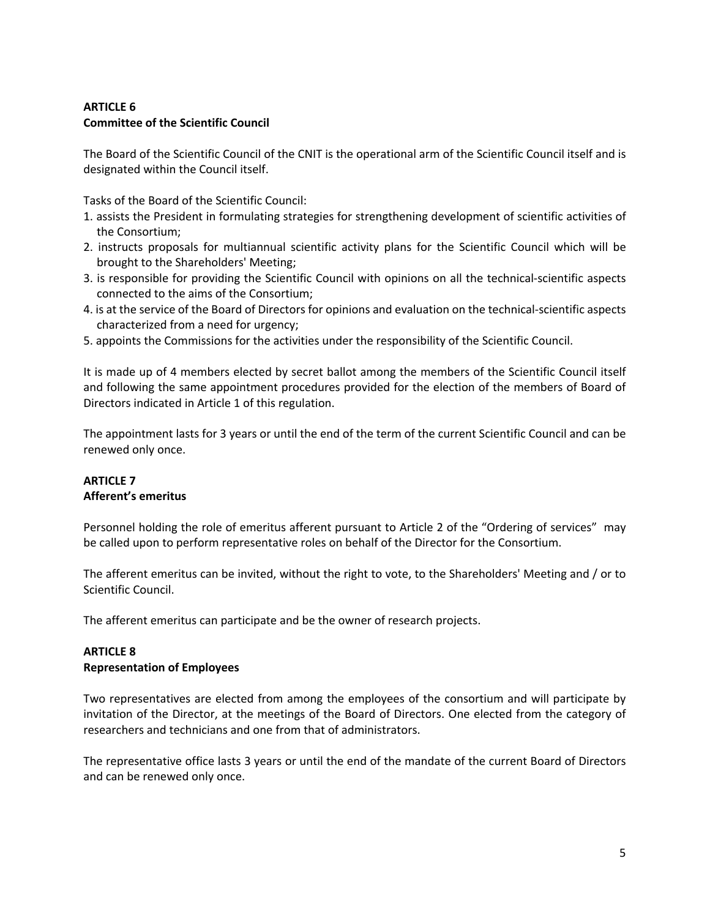**ARTICLE 6**
**Committee of the Scientific Council**

The Board of the Scientific Council of the CNIT is the operational arm of the Scientific Council itself and is designated within the Council itself.

Tasks of the Board of the Scientific Council:

1. assists the President in formulating strategies for strengthening development of scientific activities of the Consortium;
2. instructs proposals for multiannual scientific activity plans for the Scientific Council which will be brought to the Shareholders' Meeting;
3. is responsible for providing the Scientific Council with opinions on all the technical-scientific aspects connected to the aims of the Consortium;
4. is at the service of the Board of Directors for opinions and evaluation on the technical-scientific aspects characterized from a need for urgency;
5. appoints the Commissions for the activities under the responsibility of the Scientific Council.

It is made up of 4 members elected by secret ballot among the members of the Scientific Council itself and following the same appointment procedures provided for the election of the members of Board of Directors indicated in Article 1 of this regulation.

The appointment lasts for 3 years or until the end of the term of the current Scientific Council and can be renewed only once.

**ARTICLE 7**
**Afferent's emeritus**

Personnel holding the role of emeritus afferent pursuant to Article 2 of the "Ordering of services" may be called upon to perform representative roles on behalf of the Director for the Consortium.

The afferent emeritus can be invited, without the right to vote, to the Shareholders' Meeting and / or to Scientific Council.

The afferent emeritus can participate and be the owner of research projects.

**ARTICLE 8**
**Representation of Employees**

Two representatives are elected from among the employees of the consortium and will participate by invitation of the Director, at the meetings of the Board of Directors. One elected from the category of researchers and technicians and one from that of administrators.

The representative office lasts 3 years or until the end of the mandate of the current Board of Directors and can be renewed only once.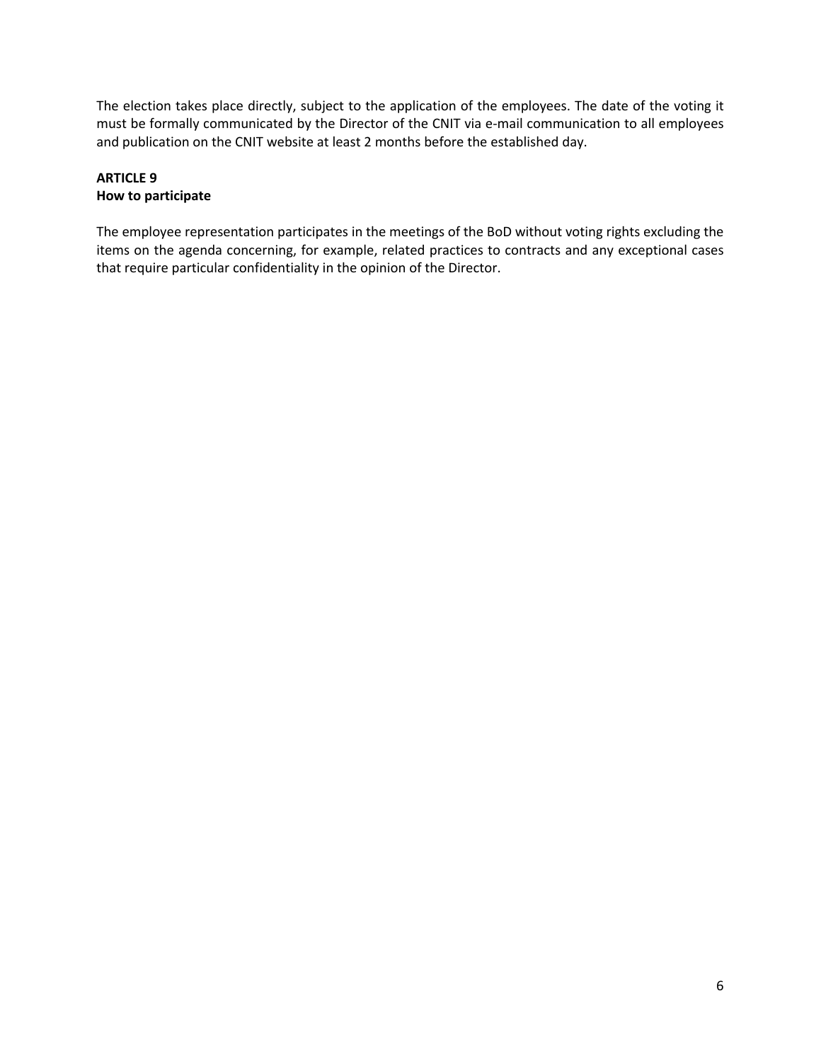The election takes place directly, subject to the application of the employees. The date of the voting it must be formally communicated by the Director of the CNIT via e-mail communication to all employees and publication on the CNIT website at least 2 months before the established day.

**ARTICLE 9**
**How to participate**

The employee representation participates in the meetings of the BoD without voting rights excluding the items on the agenda concerning, for example, related practices to contracts and any exceptional cases that require particular confidentiality in the opinion of the Director.